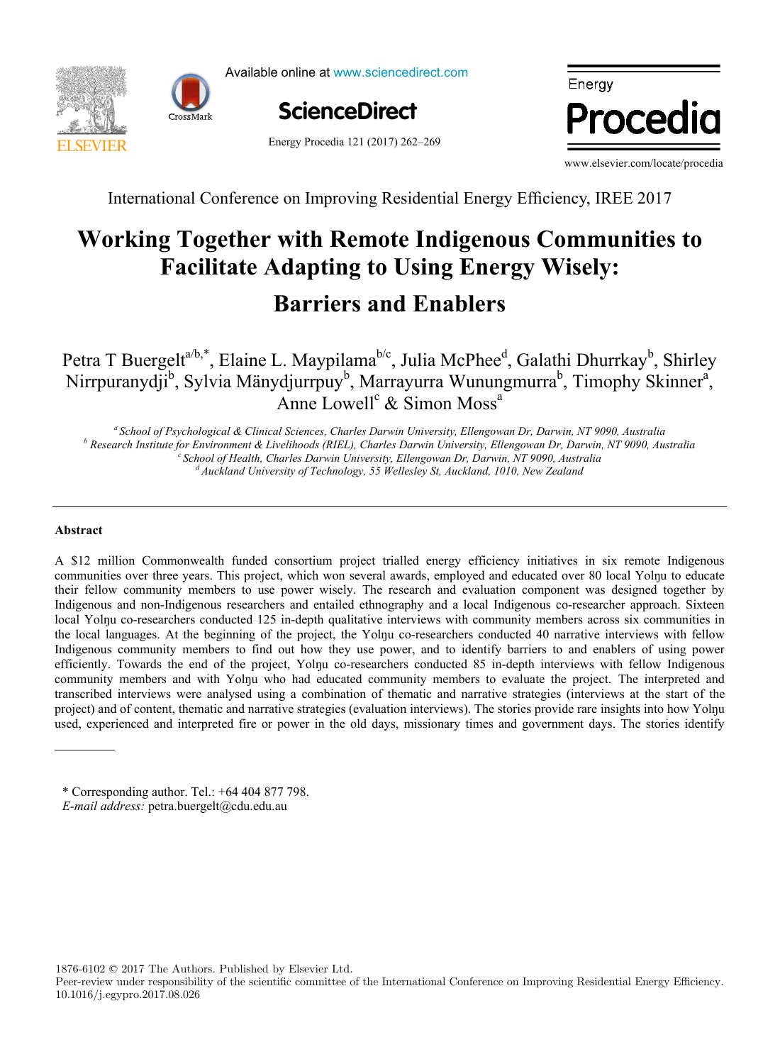International Conference on Improving Residential Energy Efficiency, IREE 2017

# Working Together with Remote Indigenous Communities to Facilitate Adapting to Using Energy Wisely: Barriers and Enablers

Petra T Buergelt[a/b,*], Elaine L. Maypilama[b/c], Julia McPhee[d], Galathi Dhurrkay[b], Shirley Nirrpuranydji[b], Sylvia Mänydjurrpuy[b], Marrayurra Wunungmurra[b], Timophy Skinner[a], Anne Lowell[c] & Simon Moss[a]

[a] *School of Psychological & Clinical Sciences, Charles Darwin University, Ellengowan Dr, Darwin, NT 9090, Australia*
[b] *Research Institute for Environment & Livelihoods (RIEL), Charles Darwin University, Ellengowan Dr, Darwin, NT 9090, Australia*
[c] *School of Health, Charles Darwin University, Ellengowan Dr, Darwin, NT 9090, Australia*
[d] *Auckland University of Technology, 55 Wellesley St, Auckland, 1010, New Zealand*

## Abstract

A $12 million Commonwealth funded consortium project trialled energy efficiency initiatives in six remote Indigenous communities over three years. This project, which won several awards, employed and educated over 80 local Yolŋu to educate their fellow community members to use power wisely. The research and evaluation component was designed together by Indigenous and non-Indigenous researchers and entailed ethnography and a local Indigenous co-researcher approach. Sixteen local Yolŋu co-researchers conducted 125 in-depth qualitative interviews with community members across six communities in the local languages. At the beginning of the project, the Yolŋu co-researchers conducted 40 narrative interviews with fellow Indigenous community members to find out how they use power, and to identify barriers to and enablers of using power efficiently. Towards the end of the project, Yolŋu co-researchers conducted 85 in-depth interviews with fellow Indigenous community members and with Yolŋu who had educated community members to evaluate the project. The interpreted and transcribed interviews were analysed using a combination of thematic and narrative strategies (interviews at the start of the project) and of content, thematic and narrative strategies (evaluation interviews). The stories provide rare insights into how Yolŋu used, experienced and interpreted fire or power in the old days, missionary times and government days. The stories identify

\* Corresponding author. Tel.: +64 404 877 798.
*E-mail address:* petra.buergelt@cdu.edu.au

1876-6102 © 2017 The Authors. Published by Elsevier Ltd.
Peer-review under responsibility of the scientific committee of the International Conference on Improving Residential Energy Efficiency.
10.1016/j.egypro.2017.08.026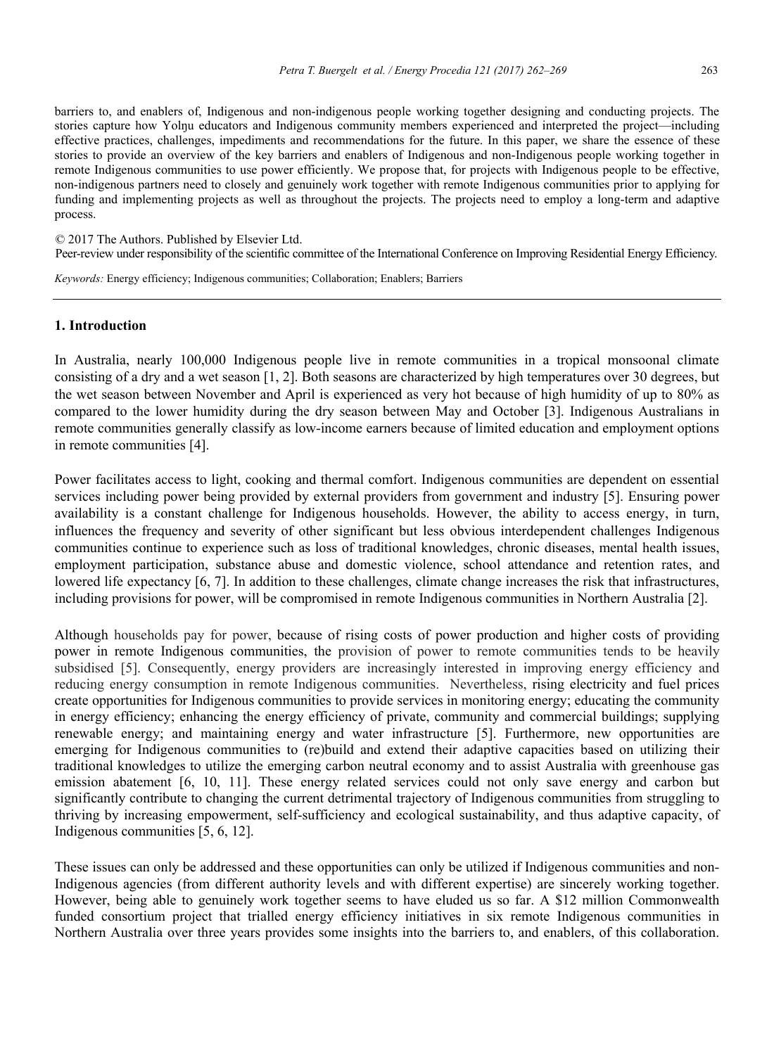barriers to, and enablers of, Indigenous and non-indigenous people working together designing and conducting projects. The stories capture how Yolŋu educators and Indigenous community members experienced and interpreted the project—including effective practices, challenges, impediments and recommendations for the future. In this paper, we share the essence of these stories to provide an overview of the key barriers and enablers of Indigenous and non-Indigenous people working together in remote Indigenous communities to use power efficiently. We propose that, for projects with Indigenous people to be effective, non-indigenous partners need to closely and genuinely work together with remote Indigenous communities prior to applying for funding and implementing projects as well as throughout the projects. The projects need to employ a long-term and adaptive process.

© 2017 The Authors. Published by Elsevier Ltd.
Peer-review under responsibility of the scientific committee of the International Conference on Improving Residential Energy Efficiency.

*Keywords:* Energy efficiency; Indigenous communities; Collaboration; Enablers; Barriers

## 1. Introduction

In Australia, nearly 100,000 Indigenous people live in remote communities in a tropical monsoonal climate consisting of a dry and a wet season [1, 2]. Both seasons are characterized by high temperatures over 30 degrees, but the wet season between November and April is experienced as very hot because of high humidity of up to 80% as compared to the lower humidity during the dry season between May and October [3]. Indigenous Australians in remote communities generally classify as low-income earners because of limited education and employment options in remote communities [4].

Power facilitates access to light, cooking and thermal comfort. Indigenous communities are dependent on essential services including power being provided by external providers from government and industry [5]. Ensuring power availability is a constant challenge for Indigenous households. However, the ability to access energy, in turn, influences the frequency and severity of other significant but less obvious interdependent challenges Indigenous communities continue to experience such as loss of traditional knowledges, chronic diseases, mental health issues, employment participation, substance abuse and domestic violence, school attendance and retention rates, and lowered life expectancy [6, 7]. In addition to these challenges, climate change increases the risk that infrastructures, including provisions for power, will be compromised in remote Indigenous communities in Northern Australia [2].

Although households pay for power, because of rising costs of power production and higher costs of providing power in remote Indigenous communities, the provision of power to remote communities tends to be heavily subsidised [5]. Consequently, energy providers are increasingly interested in improving energy efficiency and reducing energy consumption in remote Indigenous communities. Nevertheless, rising electricity and fuel prices create opportunities for Indigenous communities to provide services in monitoring energy; educating the community in energy efficiency; enhancing the energy efficiency of private, community and commercial buildings; supplying renewable energy; and maintaining energy and water infrastructure [5]. Furthermore, new opportunities are emerging for Indigenous communities to (re)build and extend their adaptive capacities based on utilizing their traditional knowledges to utilize the emerging carbon neutral economy and to assist Australia with greenhouse gas emission abatement [6, 10, 11]. These energy related services could not only save energy and carbon but significantly contribute to changing the current detrimental trajectory of Indigenous communities from struggling to thriving by increasing empowerment, self-sufficiency and ecological sustainability, and thus adaptive capacity, of Indigenous communities [5, 6, 12].

These issues can only be addressed and these opportunities can only be utilized if Indigenous communities and non-Indigenous agencies (from different authority levels and with different expertise) are sincerely working together. However, being able to genuinely work together seems to have eluded us so far. A $12 million Commonwealth funded consortium project that trialled energy efficiency initiatives in six remote Indigenous communities in Northern Australia over three years provides some insights into the barriers to, and enablers, of this collaboration.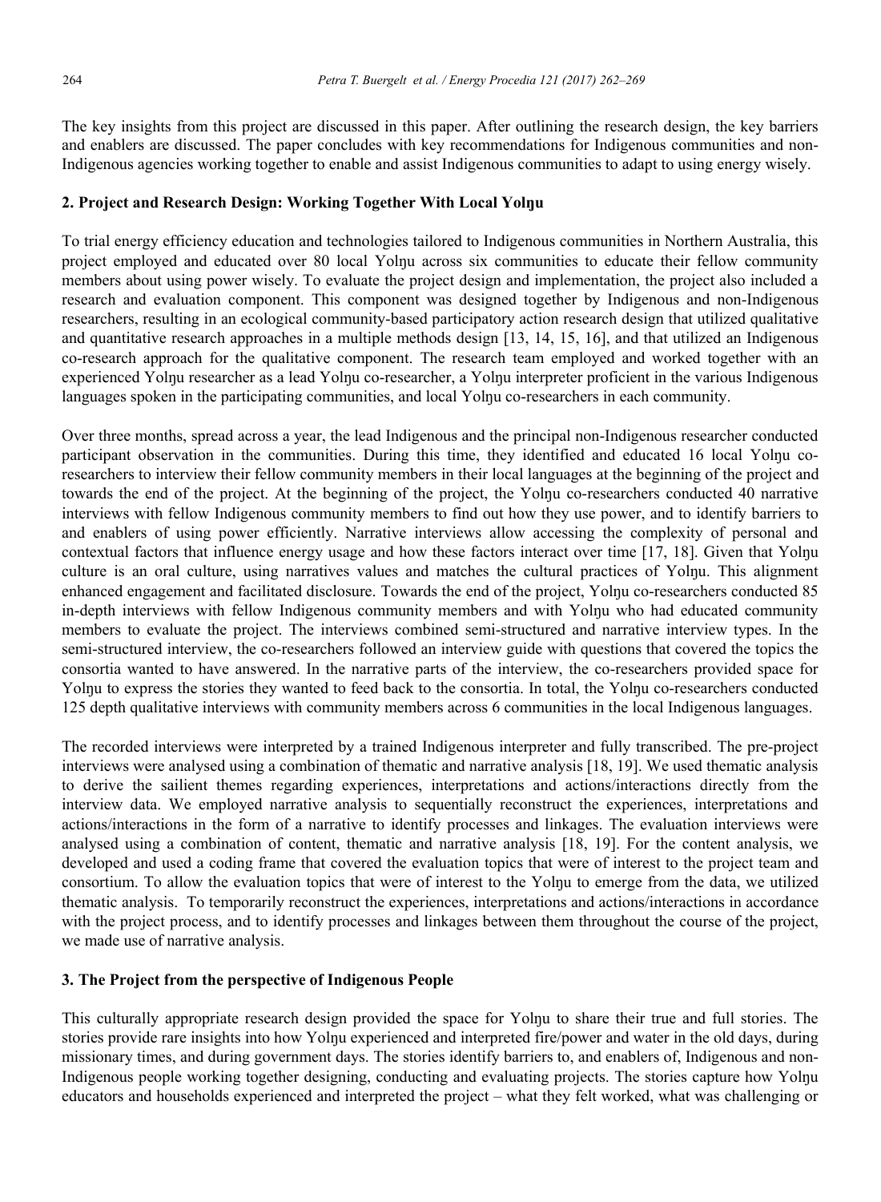The key insights from this project are discussed in this paper. After outlining the research design, the key barriers and enablers are discussed. The paper concludes with key recommendations for Indigenous communities and non-Indigenous agencies working together to enable and assist Indigenous communities to adapt to using energy wisely.

## 2. Project and Research Design: Working Together With Local Yolŋu

To trial energy efficiency education and technologies tailored to Indigenous communities in Northern Australia, this project employed and educated over 80 local Yolŋu across six communities to educate their fellow community members about using power wisely. To evaluate the project design and implementation, the project also included a research and evaluation component. This component was designed together by Indigenous and non-Indigenous researchers, resulting in an ecological community-based participatory action research design that utilized qualitative and quantitative research approaches in a multiple methods design [13, 14, 15, 16], and that utilized an Indigenous co-research approach for the qualitative component. The research team employed and worked together with an experienced Yolŋu researcher as a lead Yolŋu co-researcher, a Yolŋu interpreter proficient in the various Indigenous languages spoken in the participating communities, and local Yolŋu co-researchers in each community.

Over three months, spread across a year, the lead Indigenous and the principal non-Indigenous researcher conducted participant observation in the communities. During this time, they identified and educated 16 local Yolŋu co-researchers to interview their fellow community members in their local languages at the beginning of the project and towards the end of the project. At the beginning of the project, the Yolŋu co-researchers conducted 40 narrative interviews with fellow Indigenous community members to find out how they use power, and to identify barriers to and enablers of using power efficiently. Narrative interviews allow accessing the complexity of personal and contextual factors that influence energy usage and how these factors interact over time [17, 18]. Given that Yolŋu culture is an oral culture, using narratives values and matches the cultural practices of Yolŋu. This alignment enhanced engagement and facilitated disclosure. Towards the end of the project, Yolŋu co-researchers conducted 85 in-depth interviews with fellow Indigenous community members and with Yolŋu who had educated community members to evaluate the project. The interviews combined semi-structured and narrative interview types. In the semi-structured interview, the co-researchers followed an interview guide with questions that covered the topics the consortia wanted to have answered. In the narrative parts of the interview, the co-researchers provided space for Yolŋu to express the stories they wanted to feed back to the consortia. In total, the Yolŋu co-researchers conducted 125 depth qualitative interviews with community members across 6 communities in the local Indigenous languages.

The recorded interviews were interpreted by a trained Indigenous interpreter and fully transcribed. The pre-project interviews were analysed using a combination of thematic and narrative analysis [18, 19]. We used thematic analysis to derive the saillent themes regarding experiences, interpretations and actions/interactions directly from the interview data. We employed narrative analysis to sequentially reconstruct the experiences, interpretations and actions/interactions in the form of a narrative to identify processes and linkages. The evaluation interviews were analysed using a combination of content, thematic and narrative analysis [18, 19]. For the content analysis, we developed and used a coding frame that covered the evaluation topics that were of interest to the project team and consortium. To allow the evaluation topics that were of interest to the Yolŋu to emerge from the data, we utilized thematic analysis. To temporarily reconstruct the experiences, interpretations and actions/interactions in accordance with the project process, and to identify processes and linkages between them throughout the course of the project, we made use of narrative analysis.

## 3. The Project from the perspective of Indigenous People

This culturally appropriate research design provided the space for Yolŋu to share their true and full stories. The stories provide rare insights into how Yolŋu experienced and interpreted fire/power and water in the old days, during missionary times, and during government days. The stories identify barriers to, and enablers of, Indigenous and non-Indigenous people working together designing, conducting and evaluating projects. The stories capture how Yolŋu educators and households experienced and interpreted the project – what they felt worked, what was challenging or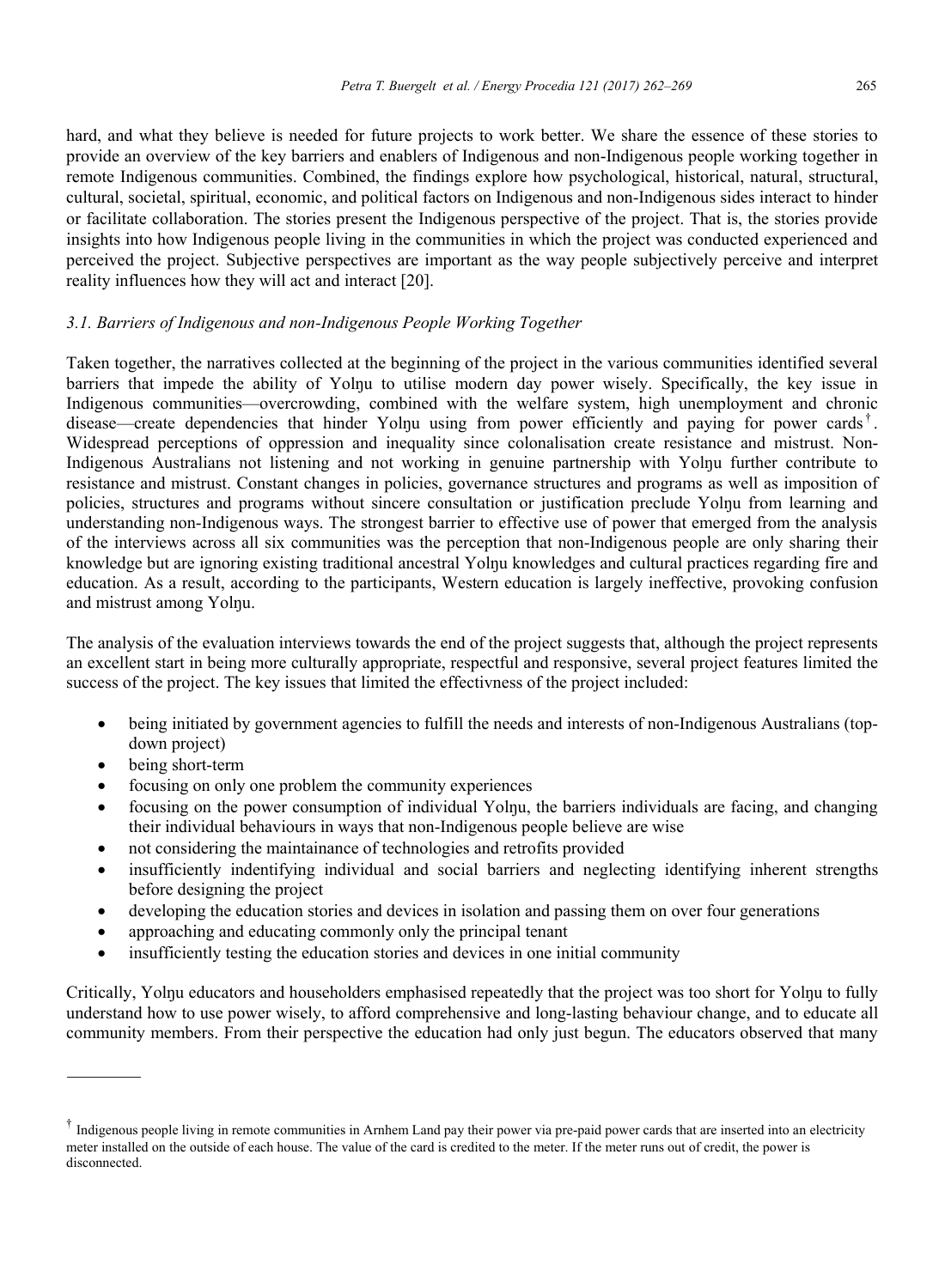hard, and what they believe is needed for future projects to work better. We share the essence of these stories to provide an overview of the key barriers and enablers of Indigenous and non-Indigenous people working together in remote Indigenous communities. Combined, the findings explore how psychological, historical, natural, structural, cultural, societal, spiritual, economic, and political factors on Indigenous and non-Indigenous sides interact to hinder or facilitate collaboration. The stories present the Indigenous perspective of the project. That is, the stories provide insights into how Indigenous people living in the communities in which the project was conducted experienced and perceived the project. Subjective perspectives are important as the way people subjectively perceive and interpret reality influences how they will act and interact [20].

### *3.1. Barriers of Indigenous and non-Indigenous People Working Together*

Taken together, the narratives collected at the beginning of the project in the various communities identified several barriers that impede the ability of Yolŋu to utilise modern day power wisely. Specifically, the key issue in Indigenous communities—overcrowding, combined with the welfare system, high unemployment and chronic disease—create dependencies that hinder Yolŋu using from power efficiently and paying for power cards[†]. Widespread perceptions of oppression and inequality since colonalisation create resistance and mistrust. Non-Indigenous Australians not listening and not working in genuine partnership with Yolŋu further contribute to resistance and mistrust. Constant changes in policies, governance structures and programs as well as imposition of policies, structures and programs without sincere consultation or justification preclude Yolŋu from learning and understanding non-Indigenous ways. The strongest barrier to effective use of power that emerged from the analysis of the interviews across all six communities was the perception that non-Indigenous people are only sharing their knowledge but are ignoring existing traditional ancestral Yolŋu knowledges and cultural practices regarding fire and education. As a result, according to the participants, Western education is largely ineffective, provoking confusion and mistrust among Yolŋu.

The analysis of the evaluation interviews towards the end of the project suggests that, although the project represents an excellent start in being more culturally appropriate, respectful and responsive, several project features limited the success of the project. The key issues that limited the effectivness of the project included:

- being initiated by government agencies to fulfill the needs and interests of non-Indigenous Australians (top-down project)
- being short-term
- focusing on only one problem the community experiences
- focusing on the power consumption of individual Yolŋu, the barriers individuals are facing, and changing their individual behaviours in ways that non-Indigenous people believe are wise
- not considering the maintainance of technologies and retrofits provided
- insufficiently indentifying individual and social barriers and neglecting identifying inherent strengths before designing the project
- developing the education stories and devices in isolation and passing them on over four generations
- approaching and educating commonly only the principal tenant
- insufficiently testing the education stories and devices in one initial community

Critically, Yolŋu educators and householders emphasised repeatedly that the project was too short for Yolŋu to fully understand how to use power wisely, to afford comprehensive and long-lasting behaviour change, and to educate all community members. From their perspective the education had only just begun. The educators observed that many

---

[†] Indigenous people living in remote communities in Arnhem Land pay their power via pre-paid power cards that are inserted into an electricity meter installed on the outside of each house. The value of the card is credited to the meter. If the meter runs out of credit, the power is disconnected.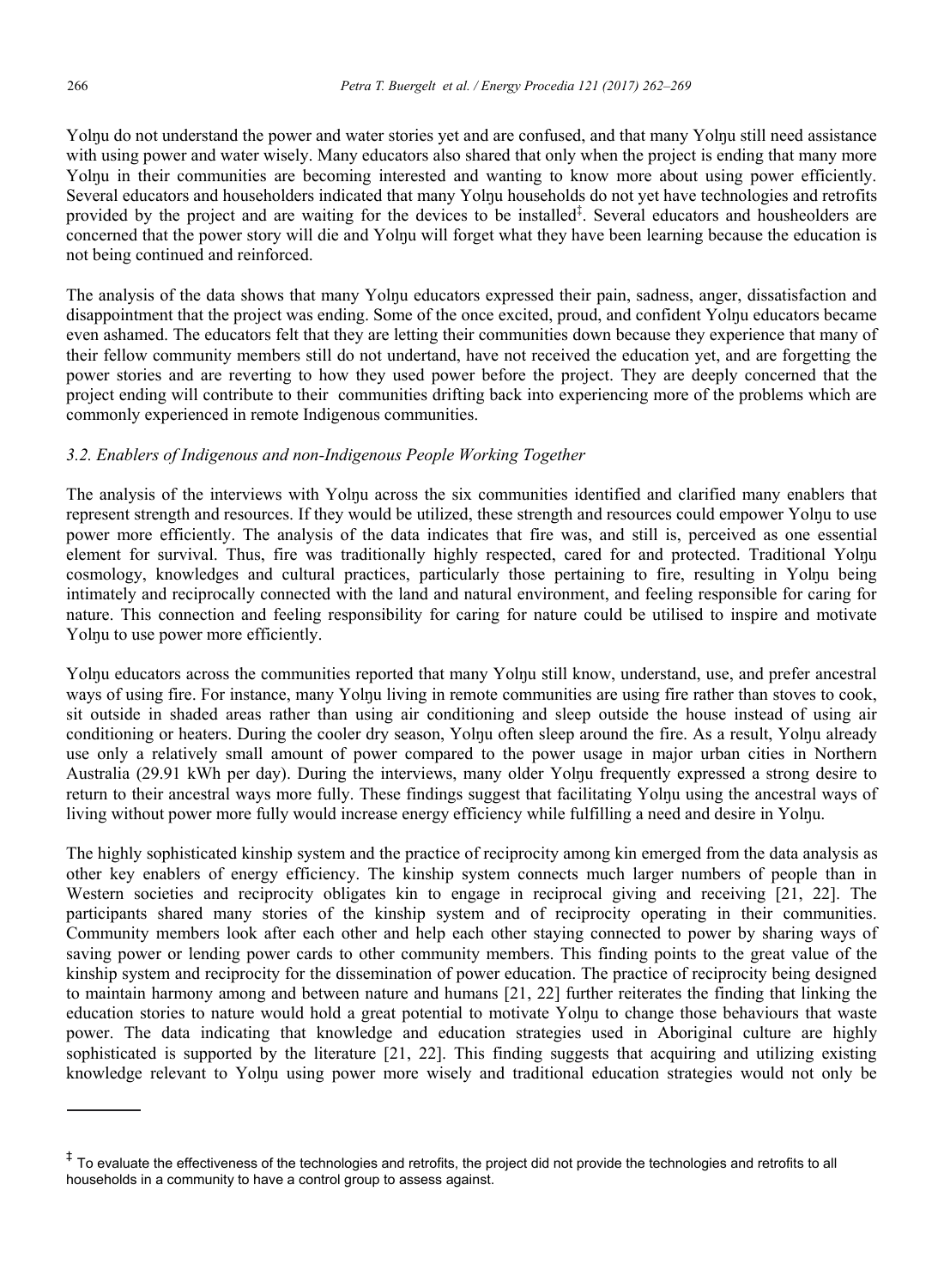Yolŋu do not understand the power and water stories yet and are confused, and that many Yolŋu still need assistance with using power and water wisely. Many educators also shared that only when the project is ending that many more Yolŋu in their communities are becoming interested and wanting to know more about using power efficiently. Several educators and householders indicated that many Yolŋu households do not yet have technologies and retrofits provided by the project and are waiting for the devices to be installed[‡]. Several educators and housheolders are concerned that the power story will die and Yolŋu will forget what they have been learning because the education is not being continued and reinforced.

The analysis of the data shows that many Yolŋu educators expressed their pain, sadness, anger, dissatisfaction and disappointment that the project was ending. Some of the once excited, proud, and confident Yolŋu educators became even ashamed. The educators felt that they are letting their communities down because they experience that many of their fellow community members still do not undertand, have not received the education yet, and are forgetting the power stories and are reverting to how they used power before the project. They are deeply concerned that the project ending will contribute to their communities drifting back into experiencing more of the problems which are commonly experienced in remote Indigenous communities.

### *3.2. Enablers of Indigenous and non-Indigenous People Working Together*

The analysis of the interviews with Yolŋu across the six communities identified and clarified many enablers that represent strength and resources. If they would be utilized, these strength and resources could empower Yolŋu to use power more efficiently. The analysis of the data indicates that fire was, and still is, perceived as one essential element for survival. Thus, fire was traditionally highly respected, cared for and protected. Traditional Yolŋu cosmology, knowledges and cultural practices, particularly those pertaining to fire, resulting in Yolŋu being intimately and reciprocally connected with the land and natural environment, and feeling responsible for caring for nature. This connection and feeling responsibility for caring for nature could be utilised to inspire and motivate Yolŋu to use power more efficiently.

Yolŋu educators across the communities reported that many Yolŋu still know, understand, use, and prefer ancestral ways of using fire. For instance, many Yolŋu living in remote communities are using fire rather than stoves to cook, sit outside in shaded areas rather than using air conditioning and sleep outside the house instead of using air conditioning or heaters. During the cooler dry season, Yolŋu often sleep around the fire. As a result, Yolŋu already use only a relatively small amount of power compared to the power usage in major urban cities in Northern Australia (29.91 kWh per day). During the interviews, many older Yolŋu frequently expressed a strong desire to return to their ancestral ways more fully. These findings suggest that facilitating Yolŋu using the ancestral ways of living without power more fully would increase energy efficiency while fulfilling a need and desire in Yolŋu.

The highly sophisticated kinship system and the practice of reciprocity among kin emerged from the data analysis as other key enablers of energy efficiency. The kinship system connects much larger numbers of people than in Western societies and reciprocity obligates kin to engage in reciprocal giving and receiving [21, 22]. The participants shared many stories of the kinship system and of reciprocity operating in their communities. Community members look after each other and help each other staying connected to power by sharing ways of saving power or lending power cards to other community members. This finding points to the great value of the kinship system and reciprocity for the dissemination of power education. The practice of reciprocity being designed to maintain harmony among and between nature and humans [21, 22] further reiterates the finding that linking the education stories to nature would hold a great potential to motivate Yolŋu to change those behaviours that waste power. The data indicating that knowledge and education strategies used in Aboriginal culture are highly sophisticated is supported by the literature [21, 22]. This finding suggests that acquiring and utilizing existing knowledge relevant to Yolŋu using power more wisely and traditional education strategies would not only be

---

[‡] To evaluate the effectiveness of the technologies and retrofits, the project did not provide the technologies and retrofits to all households in a community to have a control group to assess against.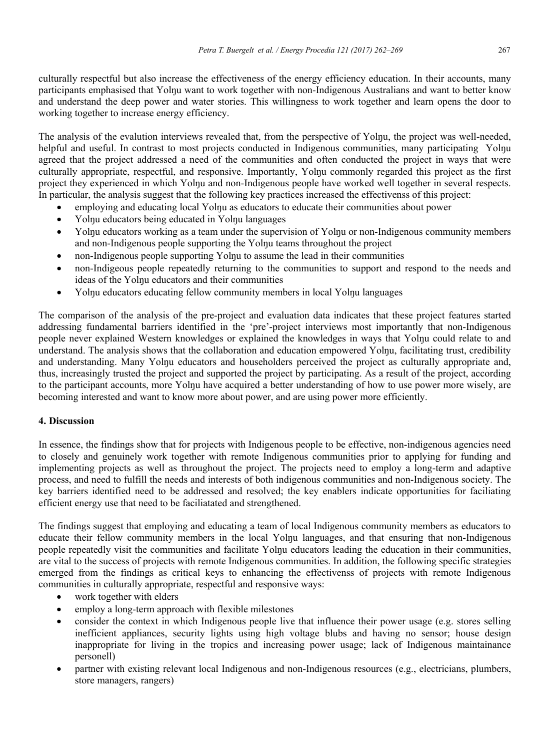culturally respectful but also increase the effectiveness of the energy efficiency education. In their accounts, many participants emphasised that Yolŋu want to work together with non-Indigenous Australians and want to better know and understand the deep power and water stories. This willingness to work together and learn opens the door to working together to increase energy efficiency.

The analysis of the evalution interviews revealed that, from the perspective of Yolŋu, the project was well-needed, helpful and useful. In contrast to most projects conducted in Indigenous communities, many participating Yolŋu agreed that the project addressed a need of the communities and often conducted the project in ways that were culturally appropriate, respectful, and responsive. Importantly, Yolŋu commonly regarded this project as the first project they experienced in which Yolŋu and non-Indigenous people have worked well together in several respects. In particular, the analysis suggest that the following key practices increased the effectivenss of this project:

- employing and educating local Yolŋu as educators to educate their communities about power
- Yolŋu educators being educated in Yolŋu languages
- Yolŋu educators working as a team under the supervision of Yolŋu or non-Indigenous community members and non-Indigenous people supporting the Yolŋu teams throughout the project
- non-Indigenous people supporting Yolŋu to assume the lead in their communities
- non-Indigeous people repeatedly returning to the communities to support and respond to the needs and ideas of the Yolŋu educators and their communities
- Yolŋu educators educating fellow community members in local Yolŋu languages

The comparison of the analysis of the pre-project and evaluation data indicates that these project features started addressing fundamental barriers identified in the 'pre'-project interviews most importantly that non-Indigenous people never explained Western knowledges or explained the knowledges in ways that Yolŋu could relate to and understand. The analysis shows that the collaboration and education empowered Yolŋu, facilitating trust, credibility and understanding. Many Yolŋu educators and householders perceived the project as culturally appropriate and, thus, increasingly trusted the project and supported the project by participating. As a result of the project, according to the participant accounts, more Yolŋu have acquired a better understanding of how to use power more wisely, are becoming interested and want to know more about power, and are using power more efficiently.

## 4. Discussion

In essence, the findings show that for projects with Indigenous people to be effective, non-indigenous agencies need to closely and genuinely work together with remote Indigenous communities prior to applying for funding and implementing projects as well as throughout the project. The projects need to employ a long-term and adaptive process, and need to fulfill the needs and interests of both indigenous communities and non-Indigenous society. The key barriers identified need to be addressed and resolved; the key enablers indicate opportunities for faciliating efficient energy use that need to be faciliatated and strengthened.

The findings suggest that employing and educating a team of local Indigenous community members as educators to educate their fellow community members in the local Yolŋu languages, and that ensuring that non-Indigenous people repeatedly visit the communities and facilitate Yolŋu educators leading the education in their communities, are vital to the success of projects with remote Indigenous communities. In addition, the following specific strategies emerged from the findings as critical keys to enhancing the effectivenss of projects with remote Indigenous communities in culturally appropriate, respectful and responsive ways:

- work together with elders
- employ a long-term approach with flexible milestones
- consider the context in which Indigenous people live that influence their power usage (e.g. stores selling inefficient appliances, security lights using high voltage blubs and having no sensor; house design inappropriate for living in the tropics and increasing power usage; lack of Indigenous maintainance personell)
- partner with existing relevant local Indigenous and non-Indigenous resources (e.g., electricians, plumbers, store managers, rangers)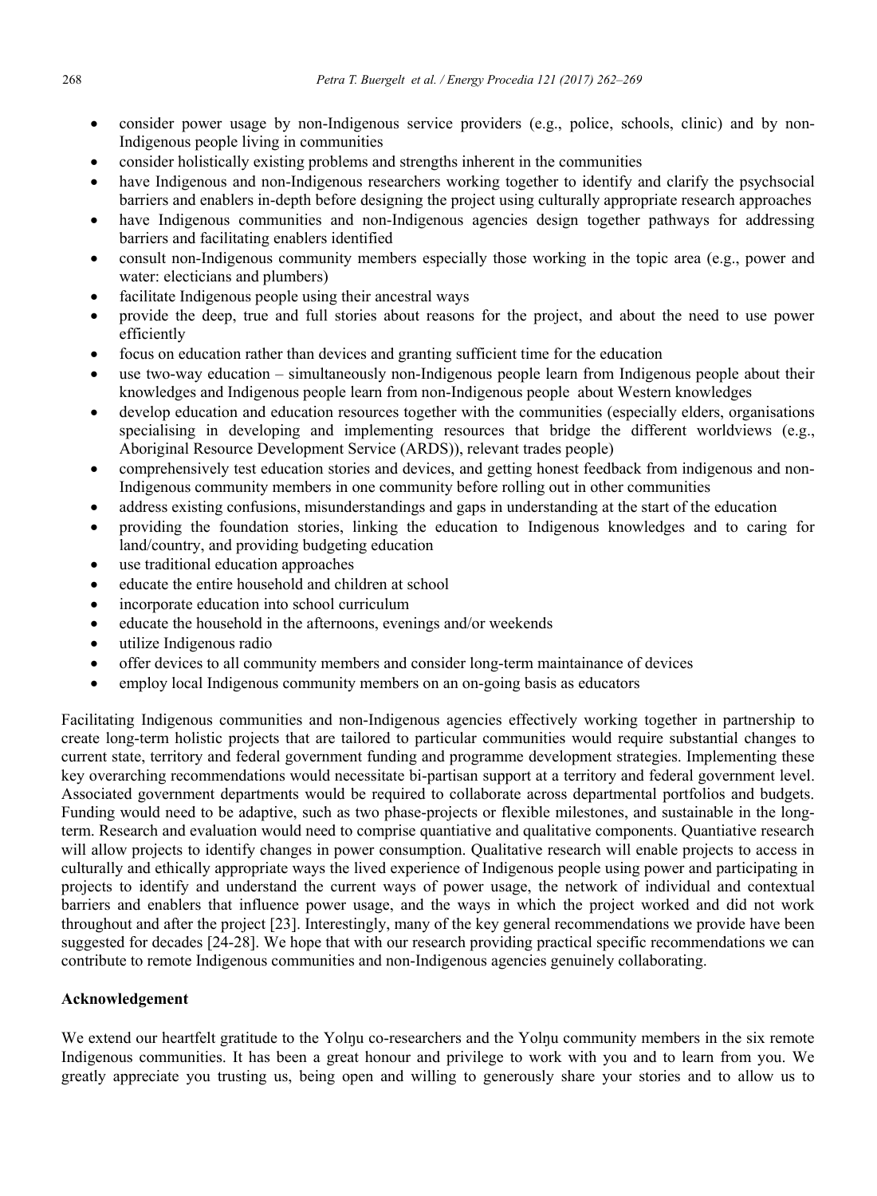- consider power usage by non-Indigenous service providers (e.g., police, schools, clinic) and by non-Indigenous people living in communities
- consider holistically existing problems and strengths inherent in the communities
- have Indigenous and non-Indigenous researchers working together to identify and clarify the psychsocial barriers and enablers in-depth before designing the project using culturally appropriate research approaches
- have Indigenous communities and non-Indigenous agencies design together pathways for addressing barriers and facilitating enablers identified
- consult non-Indigenous community members especially those working in the topic area (e.g., power and water: electicians and plumbers)
- facilitate Indigenous people using their ancestral ways
- provide the deep, true and full stories about reasons for the project, and about the need to use power efficiently
- focus on education rather than devices and granting sufficient time for the education
- use two-way education – simultaneously non-Indigenous people learn from Indigenous people about their knowledges and Indigenous people learn from non-Indigenous people about Western knowledges
- develop education and education resources together with the communities (especially elders, organisations specialising in developing and implementing resources that bridge the different worldviews (e.g., Aboriginal Resource Development Service (ARDS)), relevant trades people)
- comprehensively test education stories and devices, and getting honest feedback from indigenous and non-Indigenous community members in one community before rolling out in other communities
- address existing confusions, misunderstandings and gaps in understanding at the start of the education
- providing the foundation stories, linking the education to Indigenous knowledges and to caring for land/country, and providing budgeting education
- use traditional education approaches
- educate the entire household and children at school
- incorporate education into school curriculum
- educate the household in the afternoons, evenings and/or weekends
- utilize Indigenous radio
- offer devices to all community members and consider long-term maintainance of devices
- employ local Indigenous community members on an on-going basis as educators

Facilitating Indigenous communities and non-Indigenous agencies effectively working together in partnership to create long-term holistic projects that are tailored to particular communities would require substantial changes to current state, territory and federal government funding and programme development strategies. Implementing these key overarching recommendations would necessitate bi-partisan support at a territory and federal government level. Associated government departments would be required to collaborate across departmental portfolios and budgets. Funding would need to be adaptive, such as two phase-projects or flexible milestones, and sustainable in the long-term. Research and evaluation would need to comprise quantiative and qualitative components. Quantiative research will allow projects to identify changes in power consumption. Qualitative research will enable projects to access in culturally and ethically appropriate ways the lived experience of Indigenous people using power and participating in projects to identify and understand the current ways of power usage, the network of individual and contextual barriers and enablers that influence power usage, and the ways in which the project worked and did not work throughout and after the project [23]. Interestingly, many of the key general recommendations we provide have been suggested for decades [24-28]. We hope that with our research providing practical specific recommendations we can contribute to remote Indigenous communities and non-Indigenous agencies genuinely collaborating.

**Acknowledgement**

We extend our heartfelt gratitude to the Yolŋu co-researchers and the Yolŋu community members in the six remote Indigenous communities. It has been a great honour and privilege to work with you and to learn from you. We greatly appreciate you trusting us, being open and willing to generously share your stories and to allow us to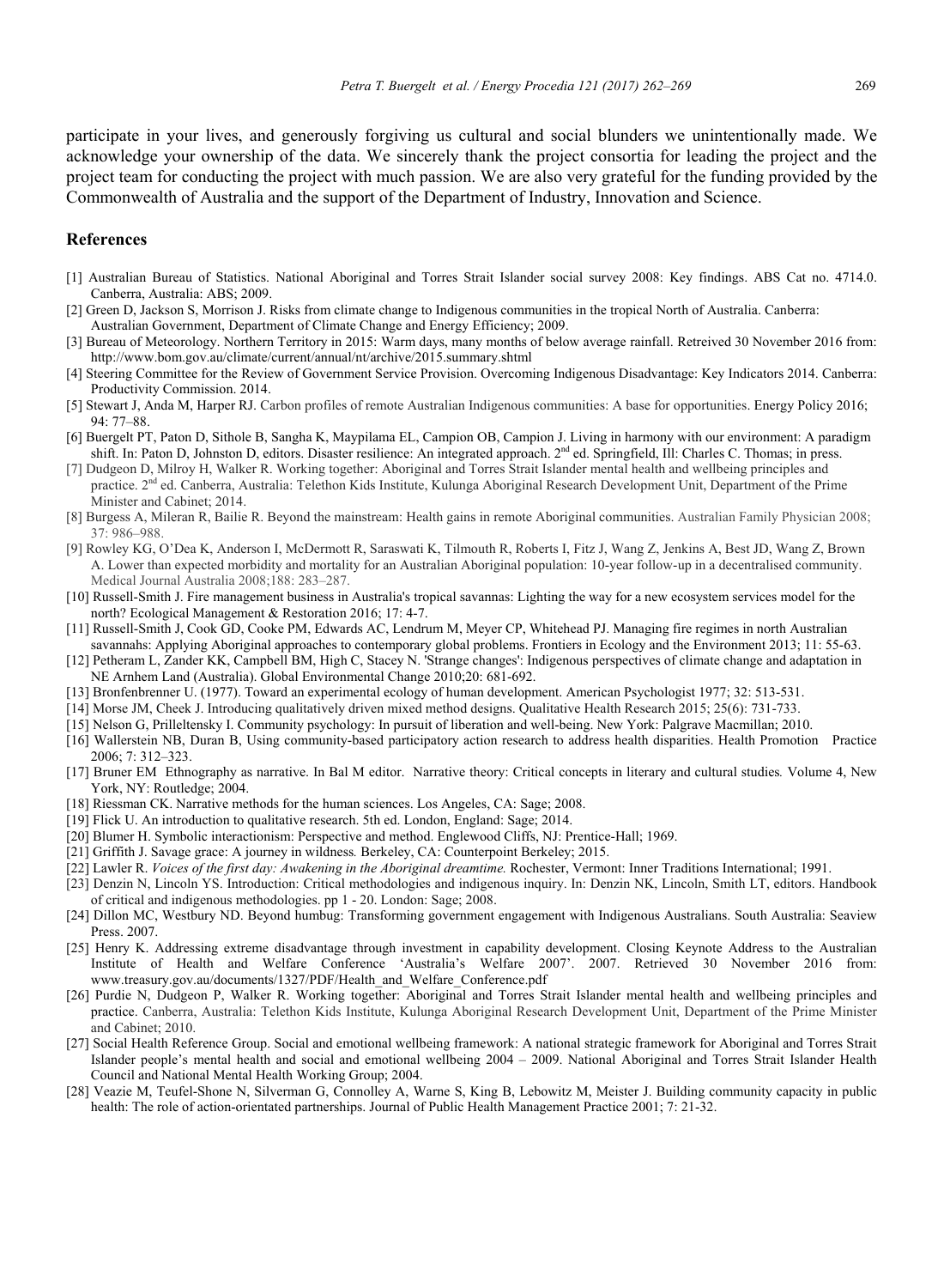participate in your lives, and generously forgiving us cultural and social blunders we unintentionally made. We acknowledge your ownership of the data. We sincerely thank the project consortia for leading the project and the project team for conducting the project with much passion. We are also very grateful for the funding provided by the Commonwealth of Australia and the support of the Department of Industry, Innovation and Science.

## References

[1] Australian Bureau of Statistics. National Aboriginal and Torres Strait Islander social survey 2008: Key findings. ABS Cat no. 4714.0. Canberra, Australia: ABS; 2009.

[2] Green D, Jackson S, Morrison J. Risks from climate change to Indigenous communities in the tropical North of Australia. Canberra: Australian Government, Department of Climate Change and Energy Efficiency; 2009.

[3] Bureau of Meteorology. Northern Territory in 2015: Warm days, many months of below average rainfall. Retreived 30 November 2016 from: http://www.bom.gov.au/climate/current/annual/nt/archive/2015.summary.shtml

[4] Steering Committee for the Review of Government Service Provision. Overcoming Indigenous Disadvantage: Key Indicators 2014. Canberra: Productivity Commission. 2014.

[5] Stewart J, Anda M, Harper RJ. Carbon profiles of remote Australian Indigenous communities: A base for opportunities. Energy Policy 2016; 94: 77–88.

[6] Buergelt PT, Paton D, Sithole B, Sangha K, Maypilama EL, Campion OB, Campion J. Living in harmony with our environment: A paradigm shift. In: Paton D, Johnston D, editors. Disaster resilience: An integrated approach. 2nd ed. Springfield, Ill: Charles C. Thomas; in press.

[7] Dudgeon D, Milroy H, Walker R. Working together: Aboriginal and Torres Strait Islander mental health and wellbeing principles and practice. 2nd ed. Canberra, Australia: Telethon Kids Institute, Kulunga Aboriginal Research Development Unit, Department of the Prime Minister and Cabinet; 2014.

[8] Burgess A, Mileran R, Bailie R. Beyond the mainstream: Health gains in remote Aboriginal communities. Australian Family Physician 2008; 37: 986–988.

[9] Rowley KG, O'Dea K, Anderson I, McDermott R, Saraswati K, Tilmouth R, Roberts I, Fitz J, Wang Z, Jenkins A, Best JD, Wang Z, Brown A. Lower than expected morbidity and mortality for an Australian Aboriginal population: 10-year follow-up in a decentralised community. Medical Journal Australia 2008;188: 283–287.

[10] Russell-Smith J. Fire management business in Australia's tropical savannas: Lighting the way for a new ecosystem services model for the north? Ecological Management & Restoration 2016; 17: 4-7.

[11] Russell-Smith J, Cook GD, Cooke PM, Edwards AC, Lendrum M, Meyer CP, Whitehead PJ. Managing fire regimes in north Australian savannahs: Applying Aboriginal approaches to contemporary global problems. Frontiers in Ecology and the Environment 2013; 11: 55-63.

[12] Petheram L, Zander KK, Campbell BM, High C, Stacey N. 'Strange changes': Indigenous perspectives of climate change and adaptation in NE Arnhem Land (Australia). Global Environmental Change 2010;20: 681-692.

[13] Bronfenbrenner U. (1977). Toward an experimental ecology of human development. American Psychologist 1977; 32: 513-531.

[14] Morse JM, Cheek J. Introducing qualitatively driven mixed method designs. Qualitative Health Research 2015; 25(6): 731-733.

[15] Nelson G, Prilleltensky I. Community psychology: In pursuit of liberation and well-being. New York: Palgrave Macmillan; 2010.

[16] Wallerstein NB, Duran B, Using community-based participatory action research to address health disparities. Health Promotion Practice 2006; 7: 312–323.

[17] Bruner EM Ethnography as narrative. In Bal M editor. Narrative theory: Critical concepts in literary and cultural studies. Volume 4, New York, NY: Routledge; 2004.

[18] Riessman CK. Narrative methods for the human sciences. Los Angeles, CA: Sage; 2008.

[19] Flick U. An introduction to qualitative research. 5th ed. London, England: Sage; 2014.

[20] Blumer H. Symbolic interactionism: Perspective and method. Englewood Cliffs, NJ: Prentice-Hall; 1969.

[21] Griffith J. Savage grace: A journey in wildness. Berkeley, CA: Counterpoint Berkeley; 2015.

[22] Lawler R. *Voices of the first day: Awakening in the Aboriginal dreamtime.* Rochester, Vermont: Inner Traditions International; 1991.

[23] Denzin N, Lincoln YS. Introduction: Critical methodologies and indigenous inquiry. In: Denzin NK, Lincoln, Smith LT, editors. Handbook of critical and indigenous methodologies. pp 1 - 20. London: Sage; 2008.

[24] Dillon MC, Westbury ND. Beyond humbug: Transforming government engagement with Indigenous Australians. South Australia: Seaview Press. 2007.

[25] Henry K. Addressing extreme disadvantage through investment in capability development. Closing Keynote Address to the Australian Institute of Health and Welfare Conference 'Australia's Welfare 2007'. 2007. Retrieved 30 November 2016 from: www.treasury.gov.au/documents/1327/PDF/Health_and_Welfare_Conference.pdf

[26] Purdie N, Dudgeon P, Walker R. Working together: Aboriginal and Torres Strait Islander mental health and wellbeing principles and practice. Canberra, Australia: Telethon Kids Institute, Kulunga Aboriginal Research Development Unit, Department of the Prime Minister and Cabinet; 2010.

[27] Social Health Reference Group. Social and emotional wellbeing framework: A national strategic framework for Aboriginal and Torres Strait Islander people's mental health and social and emotional wellbeing 2004 – 2009. National Aboriginal and Torres Strait Islander Health Council and National Mental Health Working Group; 2004.

[28] Veazie M, Teufel-Shone N, Silverman G, Connolley A, Warne S, King B, Lebowitz M, Meister J. Building community capacity in public health: The role of action-orientated partnerships. Journal of Public Health Management Practice 2001; 7: 21-32.